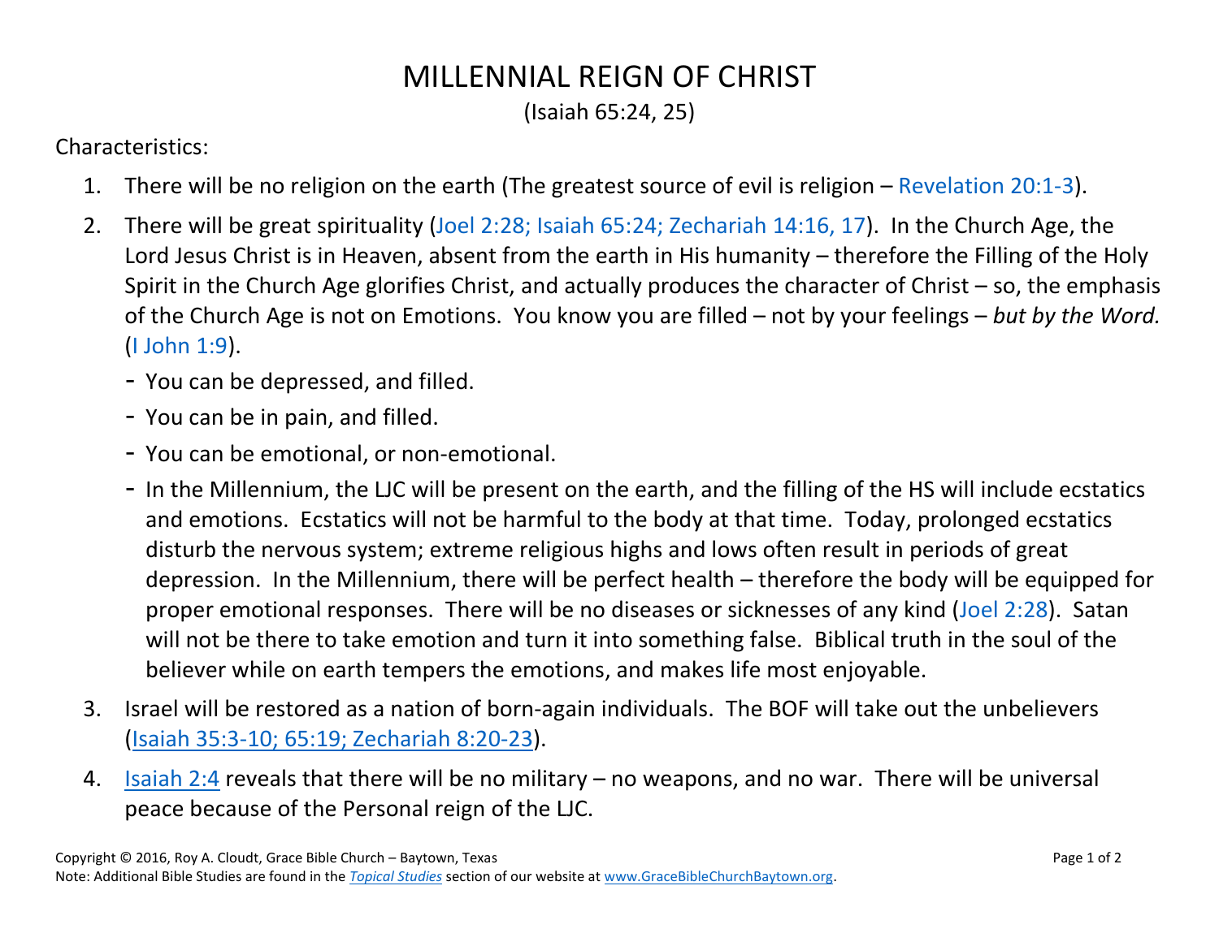# MILLENNIAL REIGN OF CHRIST

(Isaiah 65:24, 25)

Characteristics:

1. There will be no religion on the earth (The greatest source of evil is religion – Revelation 20:1-3).
2. There will be great spirituality (Joel 2:28; Isaiah 65:24; Zechariah 14:16, 17). In the Church Age, the Lord Jesus Christ is in Heaven, absent from the earth in His humanity – therefore the Filling of the Holy Spirit in the Church Age glorifies Christ, and actually produces the character of Christ – so, the emphasis of the Church Age is not on Emotions. You know you are filled – not by your feelings – *but by the Word.* (I John 1:9).
   - You can be depressed, and filled.
   - You can be in pain, and filled.
   - You can be emotional, or non-emotional.
   - In the Millennium, the LJC will be present on the earth, and the filling of the HS will include ecstatics and emotions. Ecstatics will not be harmful to the body at that time. Today, prolonged ecstatics disturb the nervous system; extreme religious highs and lows often result in periods of great depression. In the Millennium, there will be perfect health – therefore the body will be equipped for proper emotional responses. There will be no diseases or sicknesses of any kind (Joel 2:28). Satan will not be there to take emotion and turn it into something false. Biblical truth in the soul of the believer while on earth tempers the emotions, and makes life most enjoyable.
3. Israel will be restored as a nation of born-again individuals. The BOF will take out the unbelievers (Isaiah 35:3-10; 65:19; Zechariah 8:20-23).
4. Isaiah 2:4 reveals that there will be no military – no weapons, and no war. There will be universal peace because of the Personal reign of the LJC.

Copyright © 2016, Roy A. Cloudt, Grace Bible Church – Baytown, Texas

Note: Additional Bible Studies are found in the *Topical Studies* section of our website at www.GraceBibleChurchBaytown.org.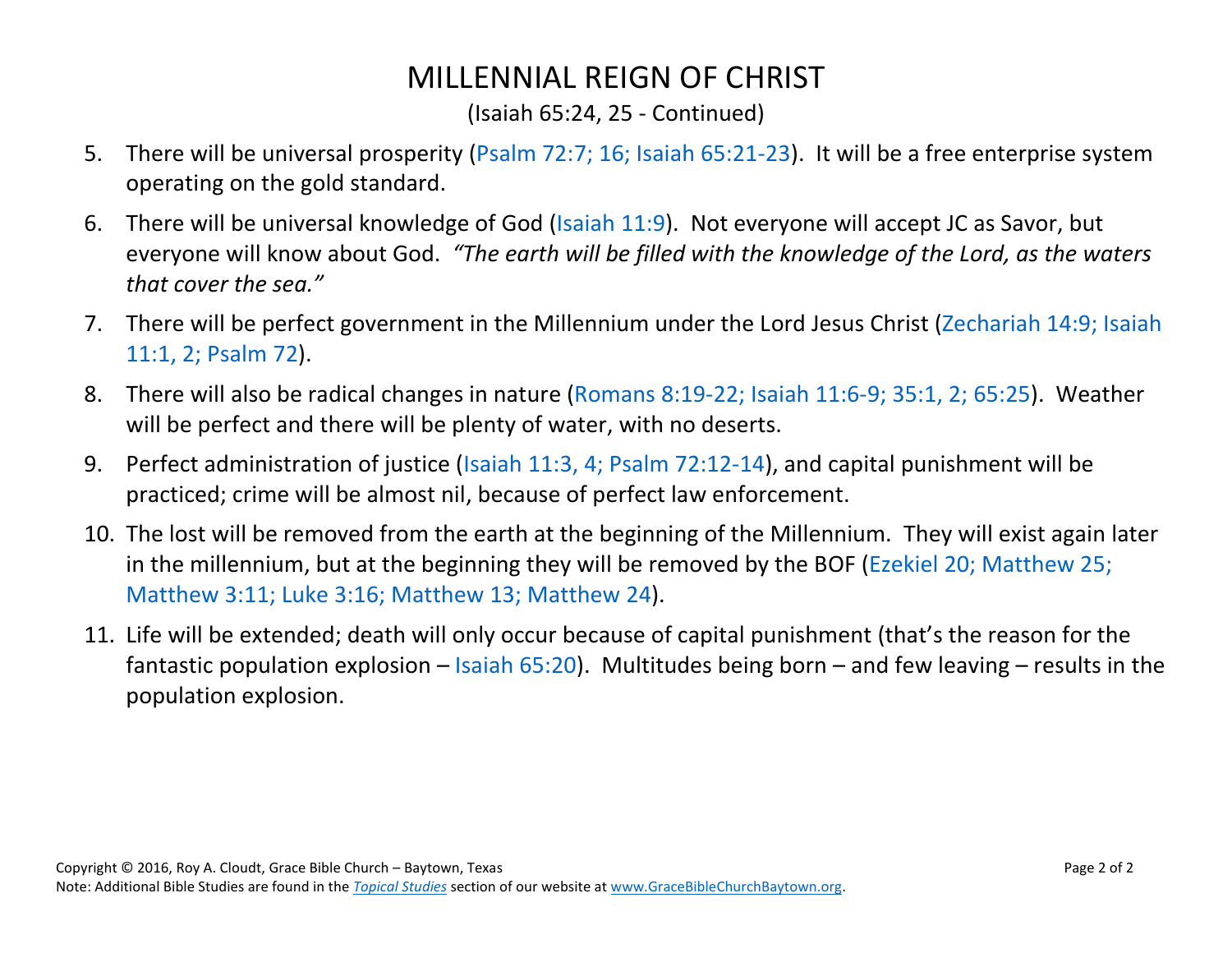# MILLENNIAL REIGN OF CHRIST

(Isaiah 65:24, 25 - Continued)

5. There will be universal prosperity (Psalm 72:7; 16; Isaiah 65:21-23). It will be a free enterprise system operating on the gold standard.
6. There will be universal knowledge of God (Isaiah 11:9). Not everyone will accept JC as Savor, but everyone will know about God. *"The earth will be filled with the knowledge of the Lord, as the waters that cover the sea."*
7. There will be perfect government in the Millennium under the Lord Jesus Christ (Zechariah 14:9; Isaiah 11:1, 2; Psalm 72).
8. There will also be radical changes in nature (Romans 8:19-22; Isaiah 11:6-9; 35:1, 2; 65:25). Weather will be perfect and there will be plenty of water, with no deserts.
9. Perfect administration of justice (Isaiah 11:3, 4; Psalm 72:12-14), and capital punishment will be practiced; crime will be almost nil, because of perfect law enforcement.
10. The lost will be removed from the earth at the beginning of the Millennium. They will exist again later in the millennium, but at the beginning they will be removed by the BOF (Ezekiel 20; Matthew 25; Matthew 3:11; Luke 3:16; Matthew 13; Matthew 24).
11. Life will be extended; death will only occur because of capital punishment (that's the reason for the fantastic population explosion – Isaiah 65:20). Multitudes being born – and few leaving – results in the population explosion.

Copyright © 2016, Roy A. Cloudt, Grace Bible Church – Baytown, Texas

Note: Additional Bible Studies are found in the *Topical Studies* section of our website at www.GraceBibleChurchBaytown.org.